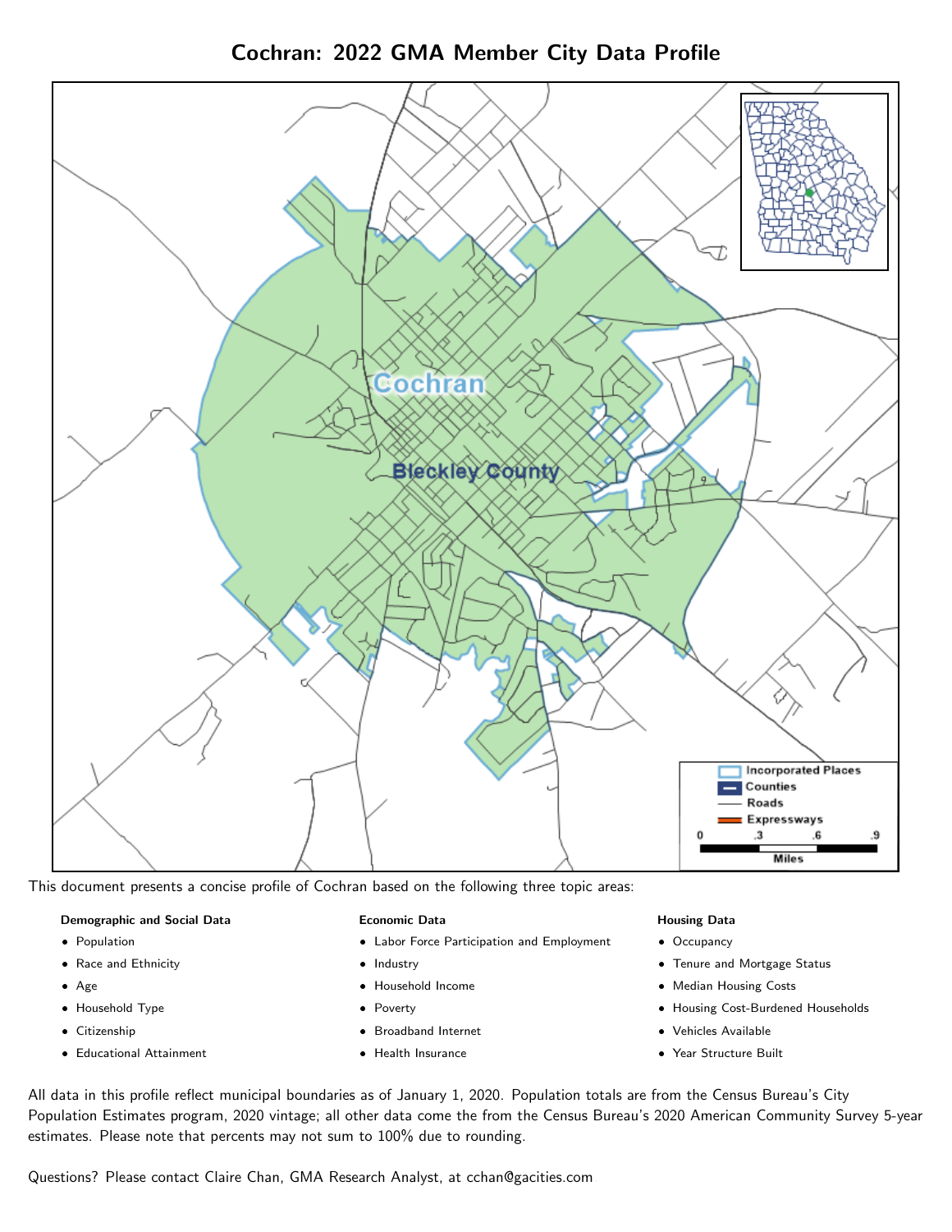# Cochran: 2022 GMA Member City Data Profile

This document presents a concise profile of Cochran based on the following three topic areas:

**Demographic and Social Data**

- Population
- Race and Ethnicity
- Age
- Household Type
- Citizenship
- Educational Attainment

**Economic Data**

- Labor Force Participation and Employment
- Industry
- Household Income
- Poverty
- Broadband Internet
- Health Insurance

**Housing Data**

- Occupancy
- Tenure and Mortgage Status
- Median Housing Costs
- Housing Cost-Burdened Households
- Vehicles Available
- Year Structure Built

All data in this profile reflect municipal boundaries as of January 1, 2020. Population totals are from the Census Bureau's City Population Estimates program, 2020 vintage; all other data come the from the Census Bureau's 2020 American Community Survey 5-year estimates. Please note that percents may not sum to 100% due to rounding.

Questions? Please contact Claire Chan, GMA Research Analyst, at cchan@gacities.com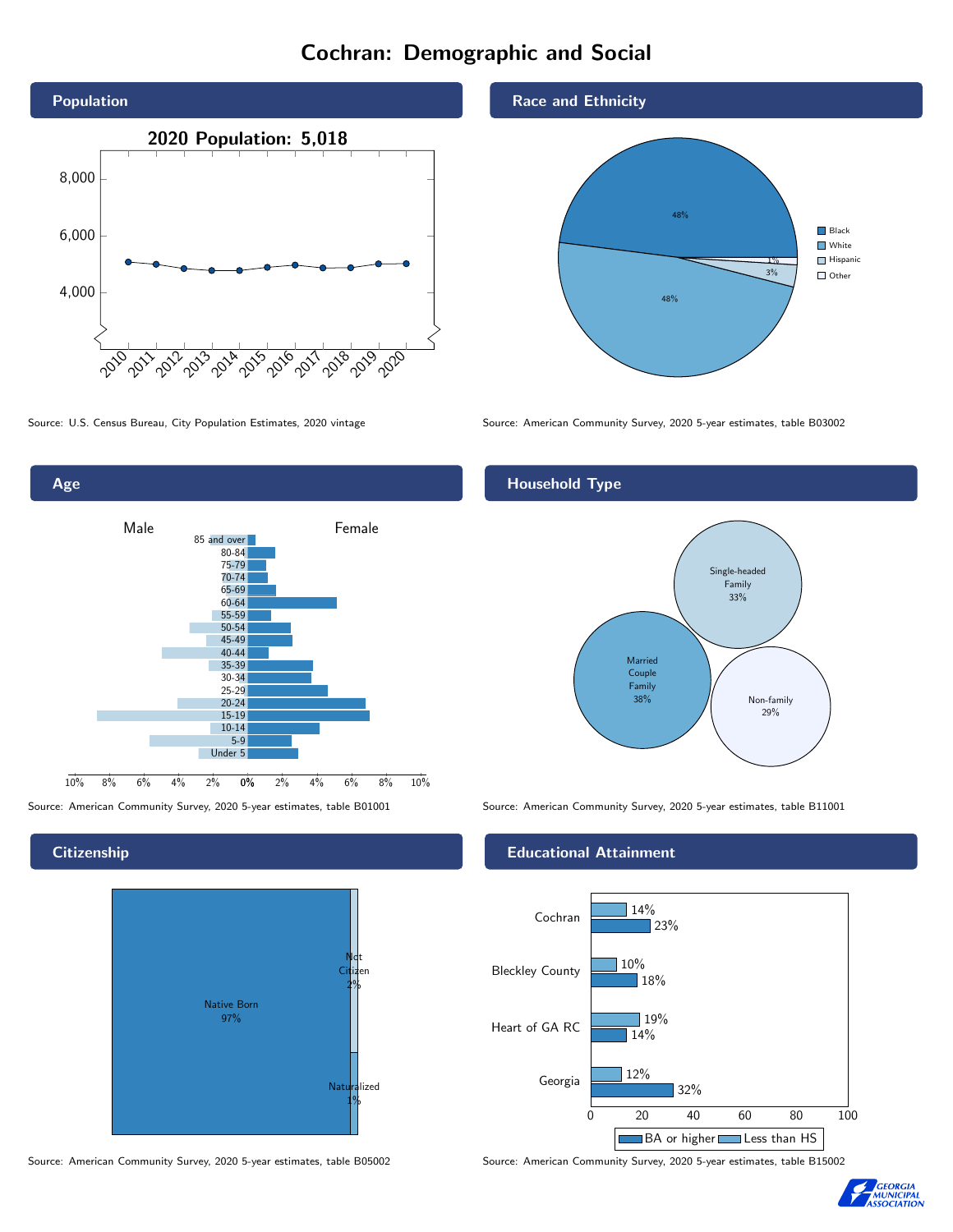# Cochran: Demographic and Social

## Population

2020 Population: 5,018

Source: U.S. Census Bureau, City Population Estimates, 2020 vintage

## Race and Ethnicity

| Race/Ethnicity | Percent |
|---|---|
| Black | 48% |
| White | 48% |
| Hispanic | 3% |
| Other | 1% |

Source: American Community Survey, 2020 5-year estimates, table B03002

## Age

Male | Female

85 and over, 80-84, 75-79, 70-74, 65-69, 60-64, 55-59, 50-54, 45-49, 40-44, 35-39, 30-34, 25-29, 20-24, 15-19, 10-14, 5-9, Under 5

Source: American Community Survey, 2020 5-year estimates, table B01001

## Household Type

| Household Type | Percent |
|---|---|
| Single-headed Family | 33% |
| Married Couple Family | 38% |
| Non-family | 29% |

Source: American Community Survey, 2020 5-year estimates, table B11001

## Citizenship

| Citizenship | Percent |
|---|---|
| Native Born | 97% |
| Not Citizen | 2% |
| Naturalized | 1% |

Source: American Community Survey, 2020 5-year estimates, table B05002

## Educational Attainment

| Area | Less than HS | BA or higher |
|---|---|---|
| Cochran | 14% | 23% |
| Bleckley County | 10% | 18% |
| Heart of GA RC | 19% | 14% |
| Georgia | 12% | 32% |

Source: American Community Survey, 2020 5-year estimates, table B15002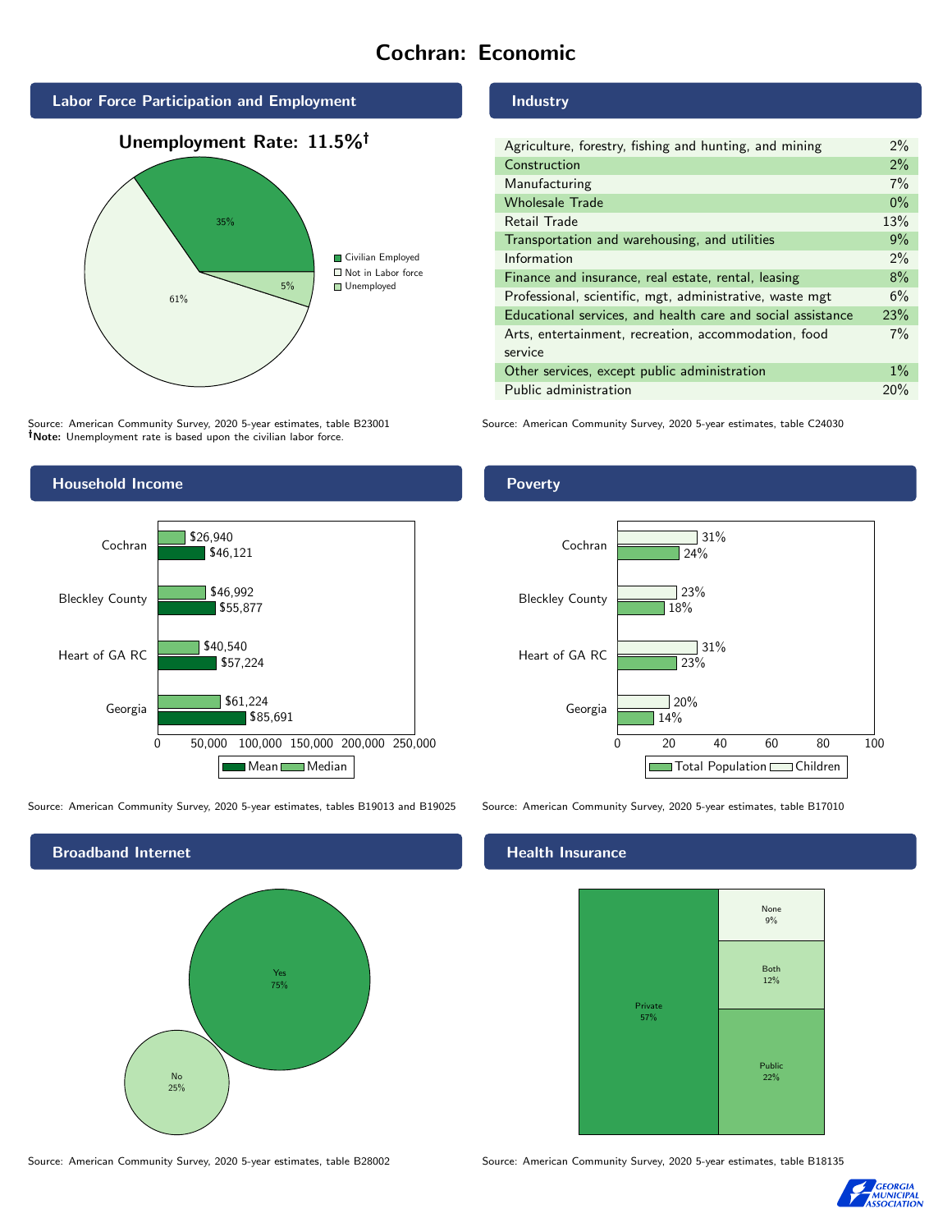# Cochran: Economic

## Labor Force Participation and Employment

**Unemployment Rate: 11.5%†**

| Category | Percent |
|---|---|
| Civilian Employed | 35% |
| Not in Labor force | 61% |
| Unemployed | 5% |

Source: American Community Survey, 2020 5-year estimates, table B23001
**†Note:** Unemployment rate is based upon the civilian labor force.

## Industry

| Industry | Percent |
|---|---|
| Agriculture, forestry, fishing and hunting, and mining | 2% |
| Construction | 2% |
| Manufacturing | 7% |
| Wholesale Trade | 0% |
| Retail Trade | 13% |
| Transportation and warehousing, and utilities | 9% |
| Information | 2% |
| Finance and insurance, real estate, rental, leasing | 8% |
| Professional, scientific, mgt, administrative, waste mgt | 6% |
| Educational services, and health care and social assistance | 23% |
| Arts, entertainment, recreation, accommodation, food service | 7% |
| Other services, except public administration | 1% |
| Public administration | 20% |

Source: American Community Survey, 2020 5-year estimates, table C24030

## Household Income

| | Median | Mean |
|---|---|---|
| Cochran | $26,940 | $46,121 |
| Bleckley County | $46,992 | $55,877 |
| Heart of GA RC | $40,540 | $57,224 |
| Georgia | $61,224 | $85,691 |

Source: American Community Survey, 2020 5-year estimates, tables B19013 and B19025

## Poverty

| | Children | Total Population |
|---|---|---|
| Cochran | 31% | 24% |
| Bleckley County | 23% | 18% |
| Heart of GA RC | 31% | 23% |
| Georgia | 20% | 14% |

Source: American Community Survey, 2020 5-year estimates, table B17010

## Broadband Internet

| | Percent |
|---|---|
| Yes | 75% |
| No | 25% |

Source: American Community Survey, 2020 5-year estimates, table B28002

## Health Insurance

| | Percent |
|---|---|
| Private | 57% |
| Public | 22% |
| Both | 12% |
| None | 9% |

Source: American Community Survey, 2020 5-year estimates, table B18135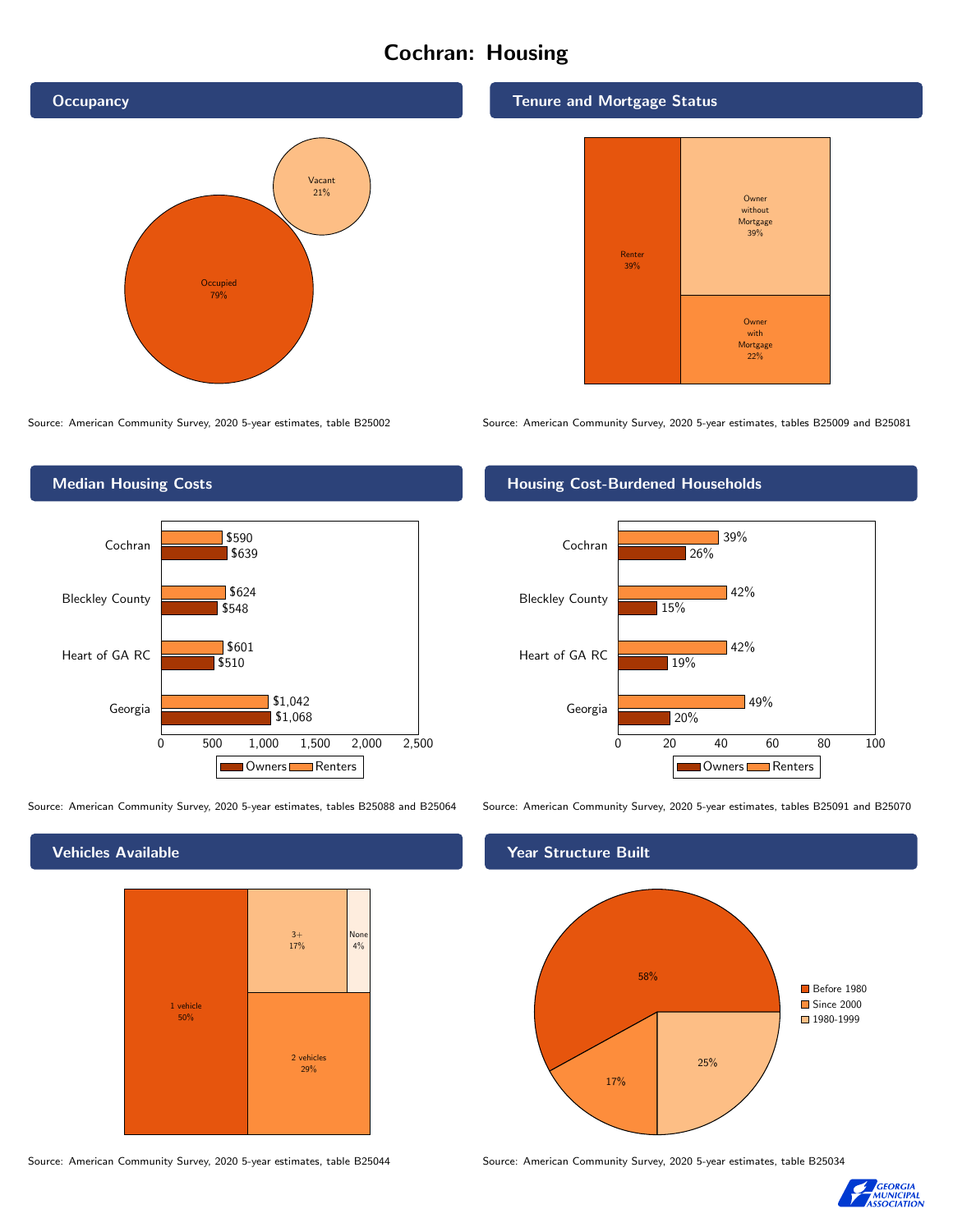# Cochran: Housing

## Occupancy

Vacant
21%

Occupied
79%

Source: American Community Survey, 2020 5-year estimates, table B25002

## Tenure and Mortgage Status

Renter
39%

Owner without Mortgage
39%

Owner with Mortgage
22%

Source: American Community Survey, 2020 5-year estimates, tables B25009 and B25081

## Median Housing Costs

Cochran
$590
$639

Bleckley County
$624
$548

Heart of GA RC
$601
$510

Georgia
$1,042
$1,068

0 500 1,000 1,500 2,000 2,500

Owners Renters

Source: American Community Survey, 2020 5-year estimates, tables B25088 and B25064

## Housing Cost-Burdened Households

Cochran
39%
26%

Bleckley County
42%
15%

Heart of GA RC
42%
19%

Georgia
49%
20%

0 20 40 60 80 100

Owners Renters

Source: American Community Survey, 2020 5-year estimates, tables B25091 and B25070

## Vehicles Available

1 vehicle
50%

3+
17%

None
4%

2 vehicles
29%

Source: American Community Survey, 2020 5-year estimates, table B25044

## Year Structure Built

58%
17%
25%

Before 1980
Since 2000
1980-1999

Source: American Community Survey, 2020 5-year estimates, table B25034